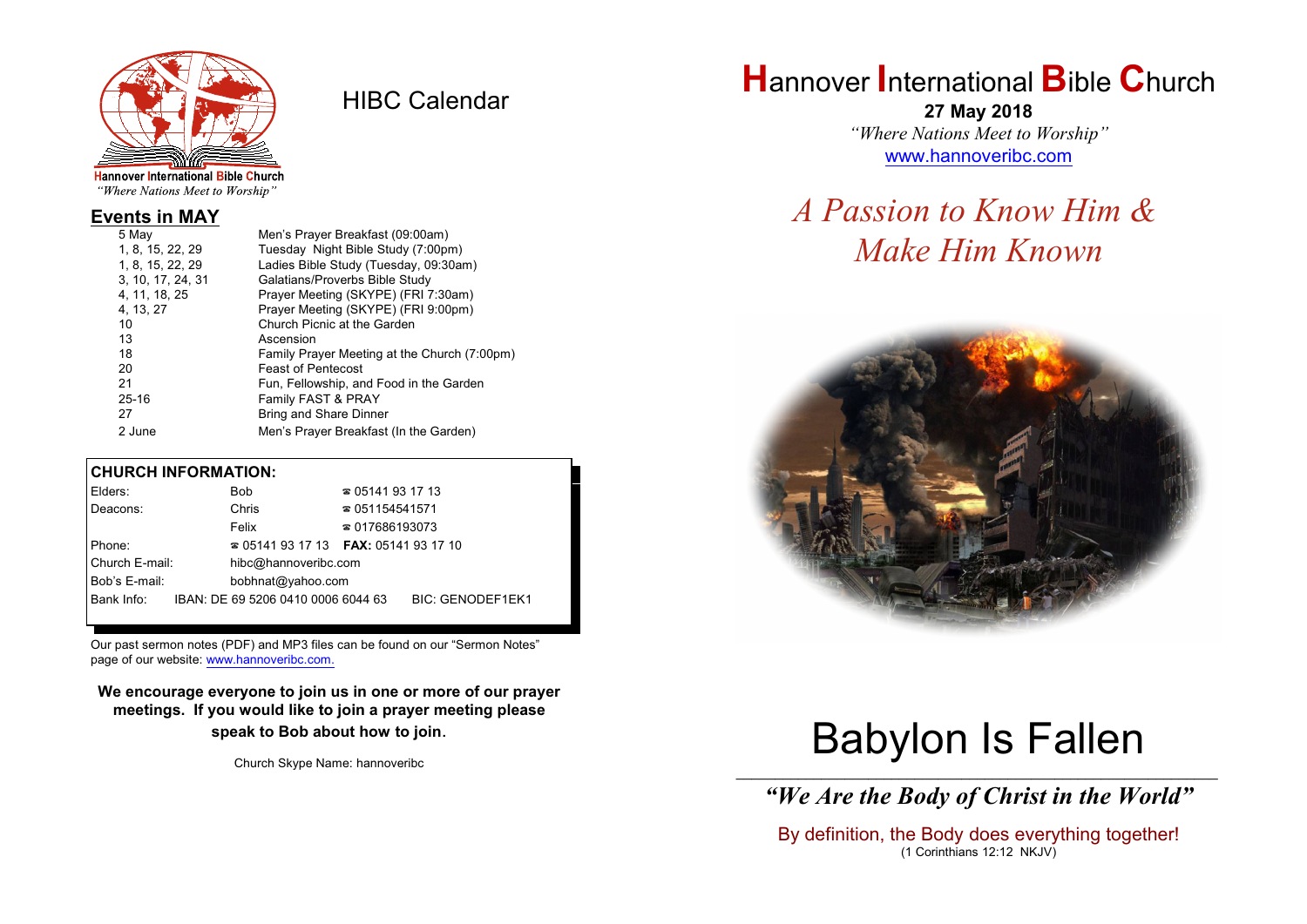Hannover International Bible Church
*"Where Nations Meet to Worship"*

# HIBC Calendar

## Events in MAY

| | |
|---|---|
| 5 May | Men's Prayer Breakfast (09:00am) |
| 1, 8, 15, 22, 29 | Tuesday Night Bible Study (7:00pm) |
| 1, 8, 15, 22, 29 | Ladies Bible Study (Tuesday, 09:30am) |
| 3, 10, 17, 24, 31 | Galatians/Proverbs Bible Study |
| 4, 11, 18, 25 | Prayer Meeting (SKYPE) (FRI 7:30am) |
| 4, 13, 27 | Prayer Meeting (SKYPE) (FRI 9:00pm) |
| 10 | Church Picnic at the Garden |
| 13 | Ascension |
| 18 | Family Prayer Meeting at the Church (7:00pm) |
| 20 | Feast of Pentecost |
| 21 | Fun, Fellowship, and Food in the Garden |
| 25-16 | Family FAST & PRAY |
| 27 | Bring and Share Dinner |
| 2 June | Men's Prayer Breakfast (In the Garden) |

**CHURCH INFORMATION:**

| | | |
|---|---|---|
| Elders: | Bob | ☎ 05141 93 17 13 |
| Deacons: | Chris | ☎ 051154541571 |
| | Felix | ☎ 017686193073 |
| Phone: | ☎ 05141 93 17 13 | **FAX:** 05141 93 17 10 |
| Church E-mail: | hibc@hannoveribc.com | |
| Bob's E-mail: | bobhnat@yahoo.com | |
| Bank Info: | IBAN: DE 69 5206 0410 0006 6044 63 | BIC: GENODEF1EK1 |

Our past sermon notes (PDF) and MP3 files can be found on our "Sermon Notes" page of our website: www.hannoveribc.com.

**We encourage everyone to join us in one or more of our prayer meetings. If you would like to join a prayer meeting please speak to Bob about how to join.**

Church Skype Name: hannoveribc

# Hannover International Bible Church

**27 May 2018**

*"Where Nations Meet to Worship"*

www.hannoveribc.com

## *A Passion to Know Him & Make Him Known*

# Babylon Is Fallen

***"We Are the Body of Christ in the World"***

By definition, the Body does everything together!
(1 Corinthians 12:12 NKJV)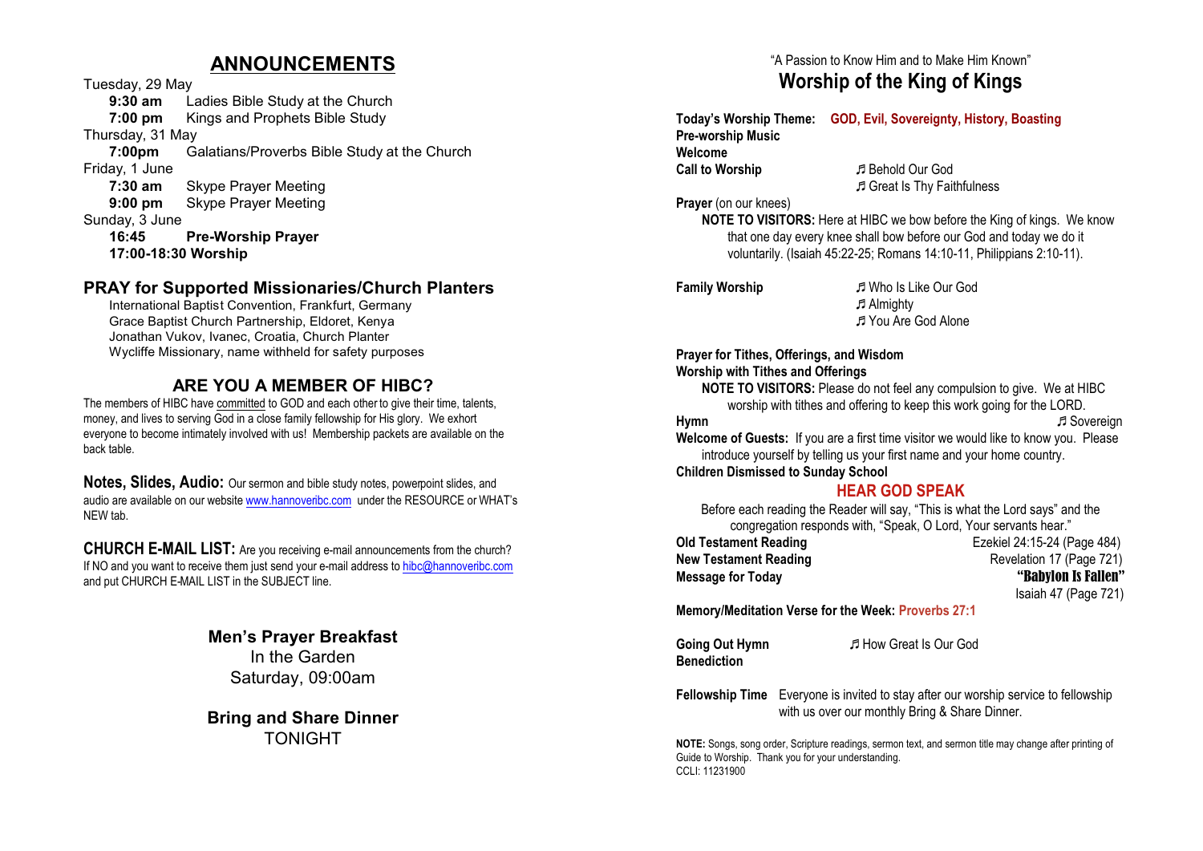# ANNOUNCEMENTS

Tuesday, 29 May

**9:30 am** Ladies Bible Study at the Church

**7:00 pm** Kings and Prophets Bible Study

Thursday, 31 May

**7:00pm** Galatians/Proverbs Bible Study at the Church

Friday, 1 June

**7:30 am** Skype Prayer Meeting

**9:00 pm** Skype Prayer Meeting

Sunday, 3 June

**16:45 Pre-Worship Prayer**

**17:00-18:30 Worship**

## PRAY for Supported Missionaries/Church Planters

International Baptist Convention, Frankfurt, Germany
Grace Baptist Church Partnership, Eldoret, Kenya
Jonathan Vukov, Ivanec, Croatia, Church Planter
Wycliffe Missionary, name withheld for safety purposes

## ARE YOU A MEMBER OF HIBC?

The members of HIBC have committed to GOD and each other to give their time, talents, money, and lives to serving God in a close family fellowship for His glory. We exhort everyone to become intimately involved with us! Membership packets are available on the back table.

**Notes, Slides, Audio:** Our sermon and bible study notes, powerpoint slides, and audio are available on our website www.hannoveribc.com under the RESOURCE or WHAT's NEW tab.

**CHURCH E-MAIL LIST:** Are you receiving e-mail announcements from the church? If NO and you want to receive them just send your e-mail address to hibc@hannoveribc.com and put CHURCH E-MAIL LIST in the SUBJECT line.

**Men's Prayer Breakfast**
In the Garden
Saturday, 09:00am

**Bring and Share Dinner**
TONIGHT

"A Passion to Know Him and to Make Him Known"

# Worship of the King of Kings

**Today's Worship Theme:** **GOD, Evil, Sovereignty, History, Boasting**

**Pre-worship Music**

**Welcome**

**Call to Worship** ♬ Behold Our God
♬ Great Is Thy Faithfulness

**Prayer** (on our knees)

**NOTE TO VISITORS:** Here at HIBC we bow before the King of kings. We know that one day every knee shall bow before our God and today we do it voluntarily. (Isaiah 45:22-25; Romans 14:10-11, Philippians 2:10-11).

**Family Worship** ♬ Who Is Like Our God
♬ Almighty
♬ You Are God Alone

**Prayer for Tithes, Offerings, and Wisdom**

**Worship with Tithes and Offerings**

**NOTE TO VISITORS:** Please do not feel any compulsion to give. We at HIBC worship with tithes and offering to keep this work going for the LORD.

**Hymn** ♬ Sovereign

**Welcome of Guests:** If you are a first time visitor we would like to know you. Please introduce yourself by telling us your first name and your home country.

**Children Dismissed to Sunday School**

## HEAR GOD SPEAK

Before each reading the Reader will say, "This is what the Lord says" and the congregation responds with, "Speak, O Lord, Your servants hear."

**Old Testament Reading** Ezekiel 24:15-24 (Page 484)

**New Testament Reading** Revelation 17 (Page 721)

**Message for Today** **"Babylon Is Fallen"**
Isaiah 47 (Page 721)

**Memory/Meditation Verse for the Week:** **Proverbs 27:1**

**Going Out Hymn** ♬ How Great Is Our God

**Benediction**

**Fellowship Time** Everyone is invited to stay after our worship service to fellowship with us over our monthly Bring & Share Dinner.

**NOTE:** Songs, song order, Scripture readings, sermon text, and sermon title may change after printing of Guide to Worship. Thank you for your understanding.
CCLI: 11231900